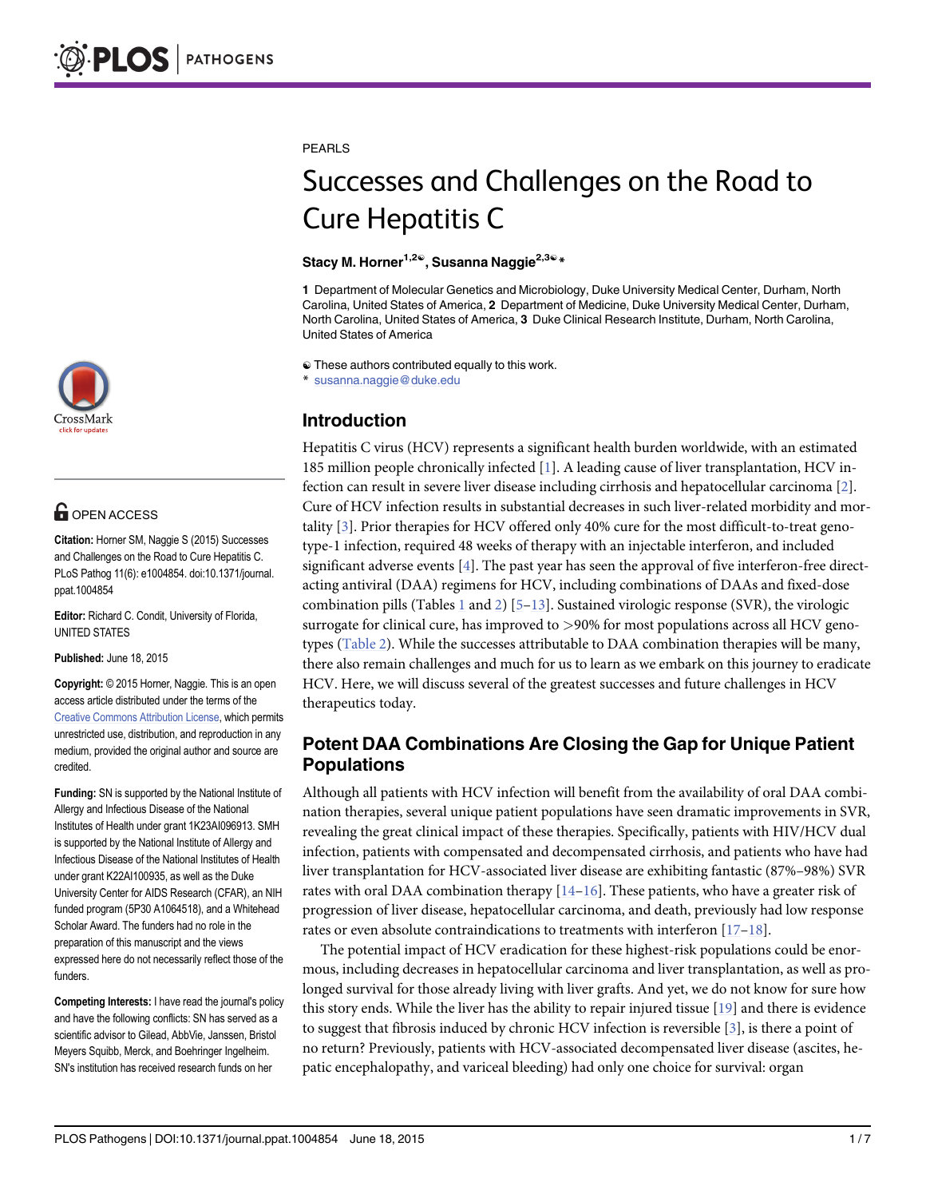PEARLS

# Successes and Challenges on the Road to Cure Hepatitis C

**Stacy M. Horner[1,2☯], Susanna Naggie[2,3☯*]**

1 Department of Molecular Genetics and Microbiology, Duke University Medical Center, Durham, North Carolina, United States of America, 2 Department of Medicine, Duke University Medical Center, Durham, North Carolina, United States of America, 3 Duke Clinical Research Institute, Durham, North Carolina, United States of America

☯ These authors contributed equally to this work.
* susanna.naggie@duke.edu

OPEN ACCESS

**Citation:** Horner SM, Naggie S (2015) Successes and Challenges on the Road to Cure Hepatitis C. PLoS Pathog 11(6): e1004854. doi:10.1371/journal.ppat.1004854

**Editor:** Richard C. Condit, University of Florida, UNITED STATES

**Published:** June 18, 2015

**Copyright:** © 2015 Horner, Naggie. This is an open access article distributed under the terms of the Creative Commons Attribution License, which permits unrestricted use, distribution, and reproduction in any medium, provided the original author and source are credited.

**Funding:** SN is supported by the National Institute of Allergy and Infectious Disease of the National Institutes of Health under grant 1K23AI096913. SMH is supported by the National Institute of Allergy and Infectious Disease of the National Institutes of Health under grant K22AI100935, as well as the Duke University Center for AIDS Research (CFAR), an NIH funded program (5P30 A1064518), and a Whitehead Scholar Award. The funders had no role in the preparation of this manuscript and the views expressed here do not necessarily reflect those of the funders.

**Competing Interests:** I have read the journal's policy and have the following conflicts: SN has served as a scientific advisor to Gilead, AbbVie, Janssen, Bristol Meyers Squibb, Merck, and Boehringer Ingelheim. SN's institution has received research funds on her

## Introduction

Hepatitis C virus (HCV) represents a significant health burden worldwide, with an estimated 185 million people chronically infected [1]. A leading cause of liver transplantation, HCV infection can result in severe liver disease including cirrhosis and hepatocellular carcinoma [2]. Cure of HCV infection results in substantial decreases in such liver-related morbidity and mortality [3]. Prior therapies for HCV offered only 40% cure for the most difficult-to-treat genotype-1 infection, required 48 weeks of therapy with an injectable interferon, and included significant adverse events [4]. The past year has seen the approval of five interferon-free direct-acting antiviral (DAA) regimens for HCV, including combinations of DAAs and fixed-dose combination pills (Tables 1 and 2) [5–13]. Sustained virologic response (SVR), the virologic surrogate for clinical cure, has improved to >90% for most populations across all HCV genotypes (Table 2). While the successes attributable to DAA combination therapies will be many, there also remain challenges and much for us to learn as we embark on this journey to eradicate HCV. Here, we will discuss several of the greatest successes and future challenges in HCV therapeutics today.

## Potent DAA Combinations Are Closing the Gap for Unique Patient Populations

Although all patients with HCV infection will benefit from the availability of oral DAA combination therapies, several unique patient populations have seen dramatic improvements in SVR, revealing the great clinical impact of these therapies. Specifically, patients with HIV/HCV dual infection, patients with compensated and decompensated cirrhosis, and patients who have had liver transplantation for HCV-associated liver disease are exhibiting fantastic (87%–98%) SVR rates with oral DAA combination therapy [14–16]. These patients, who have a greater risk of progression of liver disease, hepatocellular carcinoma, and death, previously had low response rates or even absolute contraindications to treatments with interferon [17–18].

The potential impact of HCV eradication for these highest-risk populations could be enormous, including decreases in hepatocellular carcinoma and liver transplantation, as well as prolonged survival for those already living with liver grafts. And yet, we do not know for sure how this story ends. While the liver has the ability to repair injured tissue [19] and there is evidence to suggest that fibrosis induced by chronic HCV infection is reversible [3], is there a point of no return? Previously, patients with HCV-associated decompensated liver disease (ascites, hepatic encephalopathy, and variceal bleeding) had only one choice for survival: organ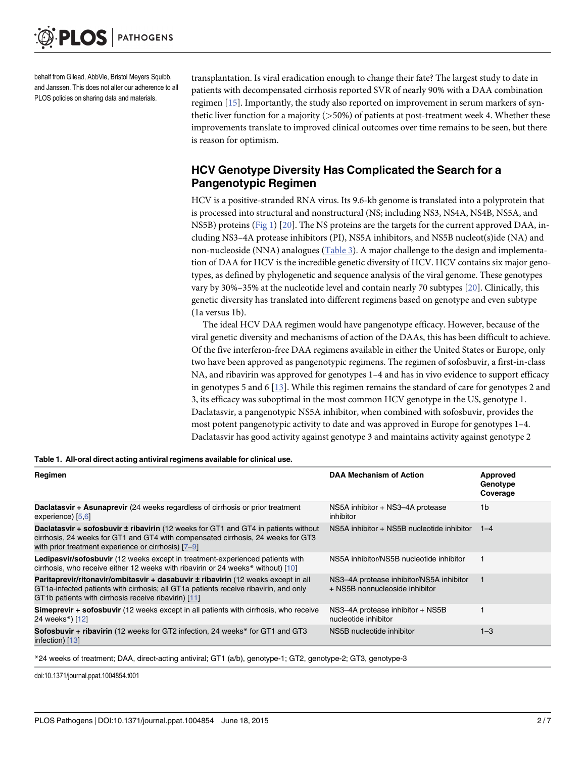behalf from Gilead, AbbVie, Bristol Meyers Squibb, and Janssen. This does not alter our adherence to all PLOS policies on sharing data and materials.

transplantation. Is viral eradication enough to change their fate? The largest study to date in patients with decompensated cirrhosis reported SVR of nearly 90% with a DAA combination regimen [15]. Importantly, the study also reported on improvement in serum markers of synthetic liver function for a majority (>50%) of patients at post-treatment week 4. Whether these improvements translate to improved clinical outcomes over time remains to be seen, but there is reason for optimism.

## HCV Genotype Diversity Has Complicated the Search for a Pangenotypic Regimen

HCV is a positive-stranded RNA virus. Its 9.6-kb genome is translated into a polyprotein that is processed into structural and nonstructural (NS; including NS3, NS4A, NS4B, NS5A, and NS5B) proteins (Fig 1) [20]. The NS proteins are the targets for the current approved DAA, including NS3–4A protease inhibitors (PI), NS5A inhibitors, and NS5B nucleot(s)ide (NA) and non-nucleoside (NNA) analogues (Table 3). A major challenge to the design and implementation of DAA for HCV is the incredible genetic diversity of HCV. HCV contains six major genotypes, as defined by phylogenetic and sequence analysis of the viral genome. These genotypes vary by 30%–35% at the nucleotide level and contain nearly 70 subtypes [20]. Clinically, this genetic diversity has translated into different regimens based on genotype and even subtype (1a versus 1b).

The ideal HCV DAA regimen would have pangenotype efficacy. However, because of the viral genetic diversity and mechanisms of action of the DAAs, this has been difficult to achieve. Of the five interferon-free DAA regimens available in either the United States or Europe, only two have been approved as pangenotypic regimens. The regimen of sofosbuvir, a first-in-class NA, and ribavirin was approved for genotypes 1–4 and has in vivo evidence to support efficacy in genotypes 5 and 6 [13]. While this regimen remains the standard of care for genotypes 2 and 3, its efficacy was suboptimal in the most common HCV genotype in the US, genotype 1. Daclatasvir, a pangenotypic NS5A inhibitor, when combined with sofosbuvir, provides the most potent pangenotypic activity to date and was approved in Europe for genotypes 1–4. Daclatasvir has good activity against genotype 3 and maintains activity against genotype 2

**Table 1. All-oral direct acting antiviral regimens available for clinical use.**

| Regimen | DAA Mechanism of Action | Approved Genotype Coverage |
|---|---|---|
| **Daclatasvir + Asunaprevir** (24 weeks regardless of cirrhosis or prior treatment experience) [5,6] | NS5A inhibitor + NS3–4A protease inhibitor | 1b |
| **Daclatasvir + sofosbuvir ± ribavirin** (12 weeks for GT1 and GT4 in patients without cirrhosis, 24 weeks for GT1 and GT4 with compensated cirrhosis, 24 weeks for GT3 with prior treatment experience or cirrhosis) [7–9] | NS5A inhibitor + NS5B nucleotide inhibitor | 1–4 |
| **Ledipasvir/sofosbuvir** (12 weeks except in treatment-experienced patients with cirrhosis, who receive either 12 weeks with ribavirin or 24 weeks* without) [10] | NS5A inhibitor/NS5B nucleotide inhibitor | 1 |
| **Paritaprevir/ritonavir/ombitasvir + dasabuvir ± ribavirin** (12 weeks except in all GT1a-infected patients with cirrhosis; all GT1a patients receive ribavirin, and only GT1b patients with cirrhosis receive ribavirin) [11] | NS3–4A protease inhibitor/NS5A inhibitor + NS5B nonnucleoside inhibitor | 1 |
| **Simeprevir + sofosbuvir** (12 weeks except in all patients with cirrhosis, who receive 24 weeks*) [12] | NS3–4A protease inhibitor + NS5B nucleotide inhibitor | 1 |
| **Sofosbuvir + ribavirin** (12 weeks for GT2 infection, 24 weeks* for GT1 and GT3 infection) [13] | NS5B nucleotide inhibitor | 1–3 |

*24 weeks of treatment; DAA, direct-acting antiviral; GT1 (a/b), genotype-1; GT2, genotype-2; GT3, genotype-3

doi:10.1371/journal.ppat.1004854.t001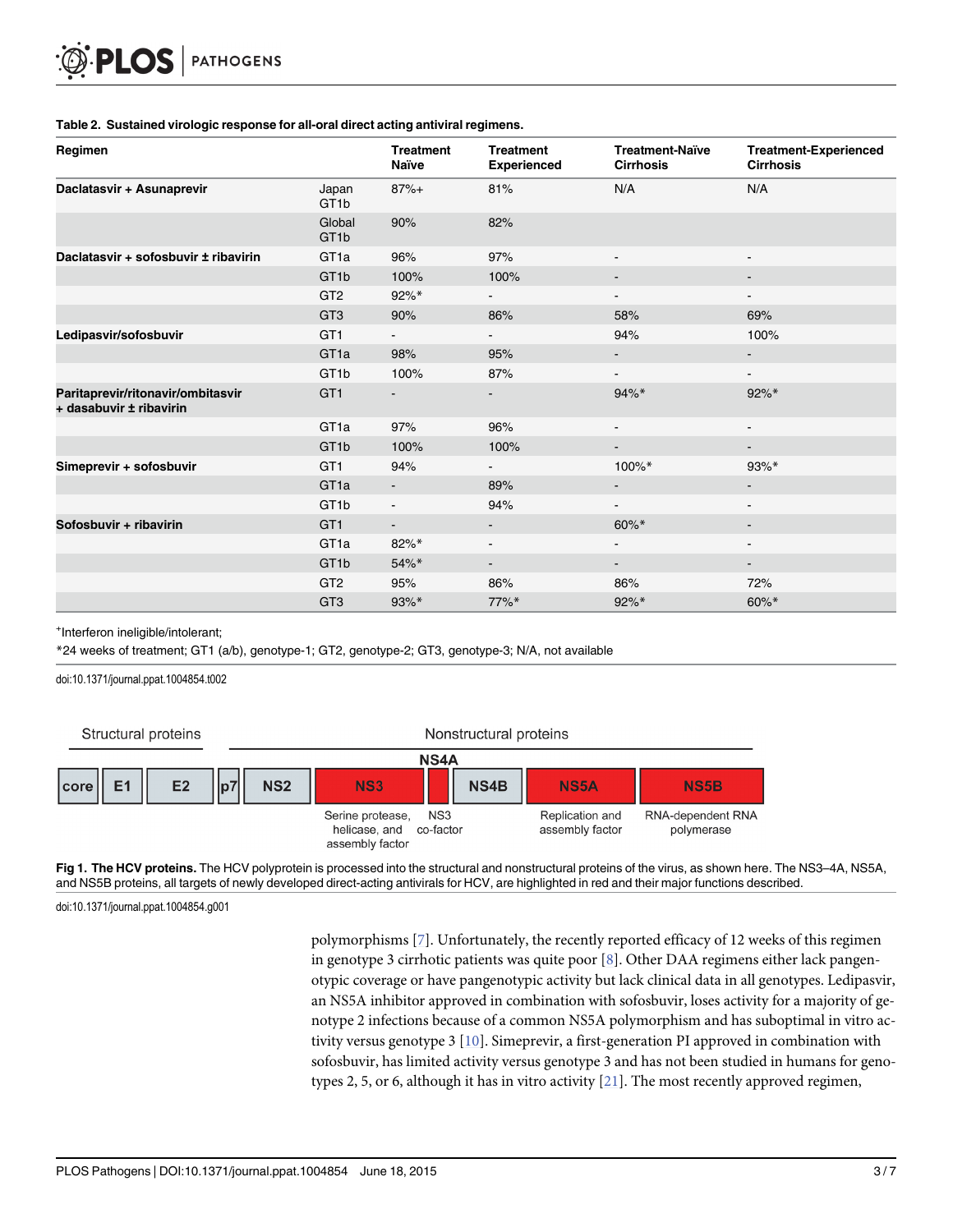**Table 2. Sustained virologic response for all-oral direct acting antiviral regimens.**

| Regimen | | Treatment Naïve | Treatment Experienced | Treatment-Naïve Cirrhosis | Treatment-Experienced Cirrhosis |
|---|---|---|---|---|---|
| **Daclatasvir + Asunaprevir** | Japan GT1b | 87%+ | 81% | N/A | N/A |
| | Global GT1b | 90% | 82% | | |
| **Daclatasvir + sofosbuvir ± ribavirin** | GT1a | 96% | 97% | - | - |
| | GT1b | 100% | 100% | - | - |
| | GT2 | 92%* | - | - | - |
| | GT3 | 90% | 86% | 58% | 69% |
| **Ledipasvir/sofosbuvir** | GT1 | - | - | 94% | 100% |
| | GT1a | 98% | 95% | - | - |
| | GT1b | 100% | 87% | - | - |
| **Paritaprevir/ritonavir/ombitasvir + dasabuvir ± ribavirin** | GT1 | - | - | 94%* | 92%* |
| | GT1a | 97% | 96% | - | - |
| | GT1b | 100% | 100% | - | - |
| **Simeprevir + sofosbuvir** | GT1 | 94% | - | 100%* | 93%* |
| | GT1a | - | 89% | - | - |
| | GT1b | - | 94% | - | - |
| **Sofosbuvir + ribavirin** | GT1 | - | - | 60%* | - |
| | GT1a | 82%* | - | - | - |
| | GT1b | 54%* | - | - | - |
| | GT2 | 95% | 86% | 86% | 72% |
| | GT3 | 93%* | 77%* | 92%* | 60%* |

+Interferon ineligible/intolerant;

*24 weeks of treatment; GT1 (a/b), genotype-1; GT2, genotype-2; GT3, genotype-3; N/A, not available

doi:10.1371/journal.ppat.1004854.t002

Structural proteins — Nonstructural proteins

core | E1 | E2 | p7 | NS2 | NS3 | NS4A | NS4B | NS5A | NS5B

NS3: Serine protease, helicase, and assembly factor; NS4A: NS3 co-factor; NS5A: Replication and assembly factor; NS5B: RNA-dependent RNA polymerase

**Fig 1. The HCV proteins.** The HCV polyprotein is processed into the structural and nonstructural proteins of the virus, as shown here. The NS3–4A, NS5A, and NS5B proteins, all targets of newly developed direct-acting antivirals for HCV, are highlighted in red and their major functions described.

doi:10.1371/journal.ppat.1004854.g001

polymorphisms [7]. Unfortunately, the recently reported efficacy of 12 weeks of this regimen in genotype 3 cirrhotic patients was quite poor [8]. Other DAA regimens either lack pangenotypic coverage or have pangenotypic activity but lack clinical data in all genotypes. Ledipasvir, an NS5A inhibitor approved in combination with sofosbuvir, loses activity for a majority of genotype 2 infections because of a common NS5A polymorphism and has suboptimal in vitro activity versus genotype 3 [10]. Simeprevir, a first-generation PI approved in combination with sofosbuvir, has limited activity versus genotype 3 and has not been studied in humans for genotypes 2, 5, or 6, although it has in vitro activity [21]. The most recently approved regimen,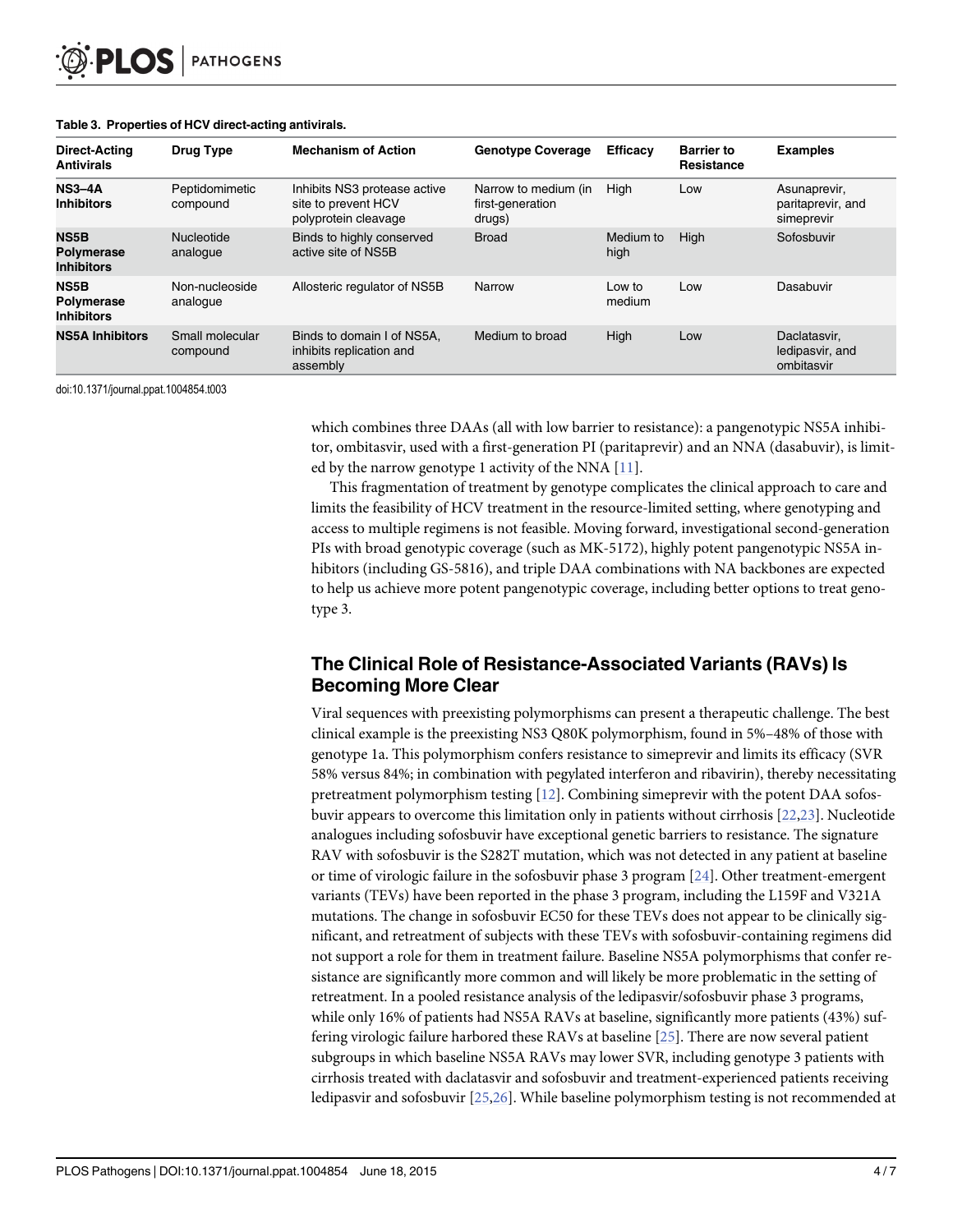**Table 3. Properties of HCV direct-acting antivirals.**

| Direct-Acting Antivirals | Drug Type | Mechanism of Action | Genotype Coverage | Efficacy | Barrier to Resistance | Examples |
|---|---|---|---|---|---|---|
| **NS3–4A Inhibitors** | Peptidomimetic compound | Inhibits NS3 protease active site to prevent HCV polyprotein cleavage | Narrow to medium (in first-generation drugs) | High | Low | Asunaprevir, paritaprevir, and simeprevir |
| **NS5B Polymerase Inhibitors** | Nucleotide analogue | Binds to highly conserved active site of NS5B | Broad | Medium to high | High | Sofosbuvir |
| **NS5B Polymerase Inhibitors** | Non-nucleoside analogue | Allosteric regulator of NS5B | Narrow | Low to medium | Low | Dasabuvir |
| **NS5A Inhibitors** | Small molecular compound | Binds to domain I of NS5A, inhibits replication and assembly | Medium to broad | High | Low | Daclatasvir, ledipasvir, and ombitasvir |

doi:10.1371/journal.ppat.1004854.t003

which combines three DAAs (all with low barrier to resistance): a pangenotypic NS5A inhibitor, ombitasvir, used with a first-generation PI (paritaprevir) and an NNA (dasabuvir), is limited by the narrow genotype 1 activity of the NNA [11].

This fragmentation of treatment by genotype complicates the clinical approach to care and limits the feasibility of HCV treatment in the resource-limited setting, where genotyping and access to multiple regimens is not feasible. Moving forward, investigational second-generation PIs with broad genotypic coverage (such as MK-5172), highly potent pangenotypic NS5A inhibitors (including GS-5816), and triple DAA combinations with NA backbones are expected to help us achieve more potent pangenotypic coverage, including better options to treat genotype 3.

## The Clinical Role of Resistance-Associated Variants (RAVs) Is Becoming More Clear

Viral sequences with preexisting polymorphisms can present a therapeutic challenge. The best clinical example is the preexisting NS3 Q80K polymorphism, found in 5%–48% of those with genotype 1a. This polymorphism confers resistance to simeprevir and limits its efficacy (SVR 58% versus 84%; in combination with pegylated interferon and ribavirin), thereby necessitating pretreatment polymorphism testing [12]. Combining simeprevir with the potent DAA sofosbuvir appears to overcome this limitation only in patients without cirrhosis [22,23]. Nucleotide analogues including sofosbuvir have exceptional genetic barriers to resistance. The signature RAV with sofosbuvir is the S282T mutation, which was not detected in any patient at baseline or time of virologic failure in the sofosbuvir phase 3 program [24]. Other treatment-emergent variants (TEVs) have been reported in the phase 3 program, including the L159F and V321A mutations. The change in sofosbuvir EC50 for these TEVs does not appear to be clinically significant, and retreatment of subjects with these TEVs with sofosbuvir-containing regimens did not support a role for them in treatment failure. Baseline NS5A polymorphisms that confer resistance are significantly more common and will likely be more problematic in the setting of retreatment. In a pooled resistance analysis of the ledipasvir/sofosbuvir phase 3 programs, while only 16% of patients had NS5A RAVs at baseline, significantly more patients (43%) suffering virologic failure harbored these RAVs at baseline [25]. There are now several patient subgroups in which baseline NS5A RAVs may lower SVR, including genotype 3 patients with cirrhosis treated with daclatasvir and sofosbuvir and treatment-experienced patients receiving ledipasvir and sofosbuvir [25,26]. While baseline polymorphism testing is not recommended at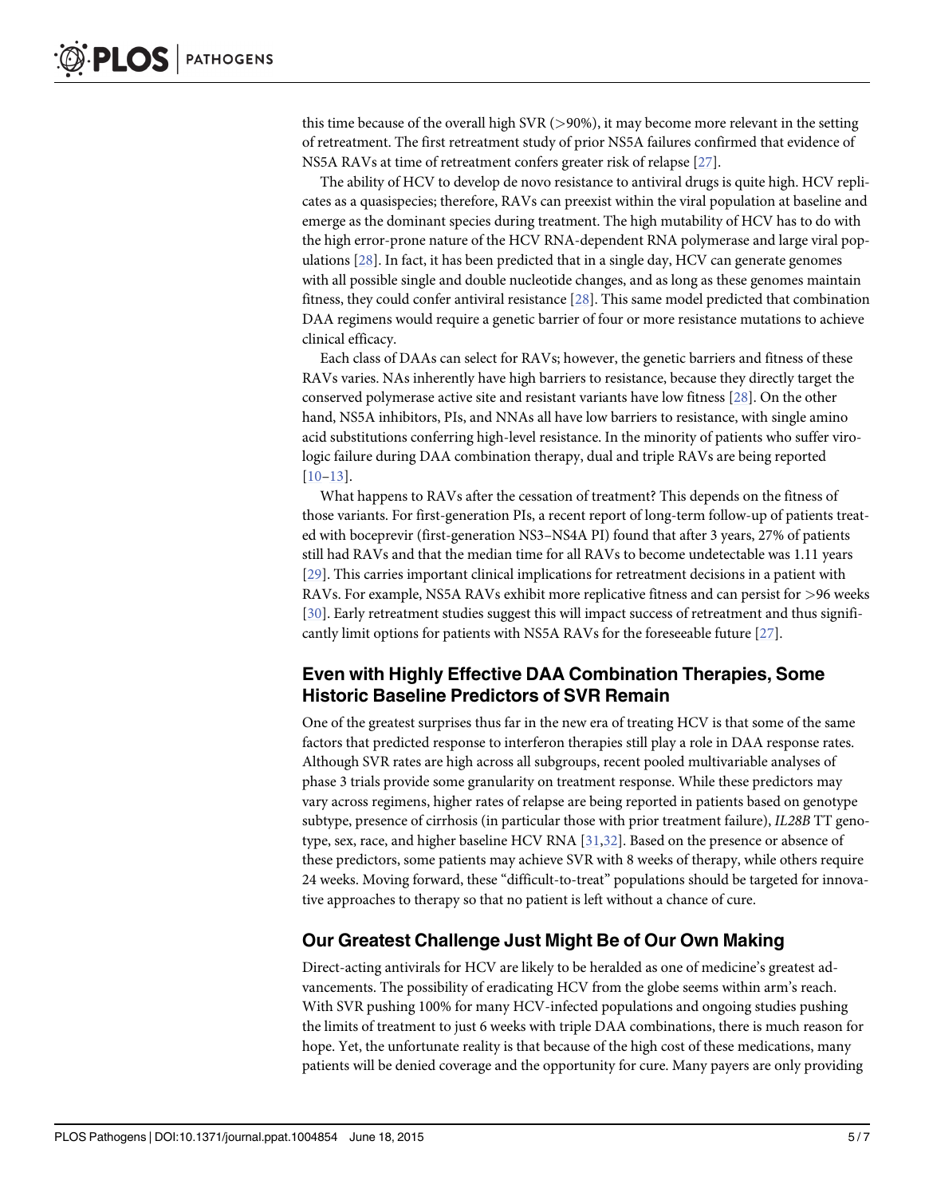this time because of the overall high SVR (>90%), it may become more relevant in the setting of retreatment. The first retreatment study of prior NS5A failures confirmed that evidence of NS5A RAVs at time of retreatment confers greater risk of relapse [27].

The ability of HCV to develop de novo resistance to antiviral drugs is quite high. HCV replicates as a quasispecies; therefore, RAVs can preexist within the viral population at baseline and emerge as the dominant species during treatment. The high mutability of HCV has to do with the high error-prone nature of the HCV RNA-dependent RNA polymerase and large viral populations [28]. In fact, it has been predicted that in a single day, HCV can generate genomes with all possible single and double nucleotide changes, and as long as these genomes maintain fitness, they could confer antiviral resistance [28]. This same model predicted that combination DAA regimens would require a genetic barrier of four or more resistance mutations to achieve clinical efficacy.

Each class of DAAs can select for RAVs; however, the genetic barriers and fitness of these RAVs varies. NAs inherently have high barriers to resistance, because they directly target the conserved polymerase active site and resistant variants have low fitness [28]. On the other hand, NS5A inhibitors, PIs, and NNAs all have low barriers to resistance, with single amino acid substitutions conferring high-level resistance. In the minority of patients who suffer virologic failure during DAA combination therapy, dual and triple RAVs are being reported [10–13].

What happens to RAVs after the cessation of treatment? This depends on the fitness of those variants. For first-generation PIs, a recent report of long-term follow-up of patients treated with boceprevir (first-generation NS3–NS4A PI) found that after 3 years, 27% of patients still had RAVs and that the median time for all RAVs to become undetectable was 1.11 years [29]. This carries important clinical implications for retreatment decisions in a patient with RAVs. For example, NS5A RAVs exhibit more replicative fitness and can persist for >96 weeks [30]. Early retreatment studies suggest this will impact success of retreatment and thus significantly limit options for patients with NS5A RAVs for the foreseeable future [27].

## Even with Highly Effective DAA Combination Therapies, Some Historic Baseline Predictors of SVR Remain

One of the greatest surprises thus far in the new era of treating HCV is that some of the same factors that predicted response to interferon therapies still play a role in DAA response rates. Although SVR rates are high across all subgroups, recent pooled multivariable analyses of phase 3 trials provide some granularity on treatment response. While these predictors may vary across regimens, higher rates of relapse are being reported in patients based on genotype subtype, presence of cirrhosis (in particular those with prior treatment failure), *IL28B* TT genotype, sex, race, and higher baseline HCV RNA [31,32]. Based on the presence or absence of these predictors, some patients may achieve SVR with 8 weeks of therapy, while others require 24 weeks. Moving forward, these "difficult-to-treat" populations should be targeted for innovative approaches to therapy so that no patient is left without a chance of cure.

## Our Greatest Challenge Just Might Be of Our Own Making

Direct-acting antivirals for HCV are likely to be heralded as one of medicine's greatest advancements. The possibility of eradicating HCV from the globe seems within arm's reach. With SVR pushing 100% for many HCV-infected populations and ongoing studies pushing the limits of treatment to just 6 weeks with triple DAA combinations, there is much reason for hope. Yet, the unfortunate reality is that because of the high cost of these medications, many patients will be denied coverage and the opportunity for cure. Many payers are only providing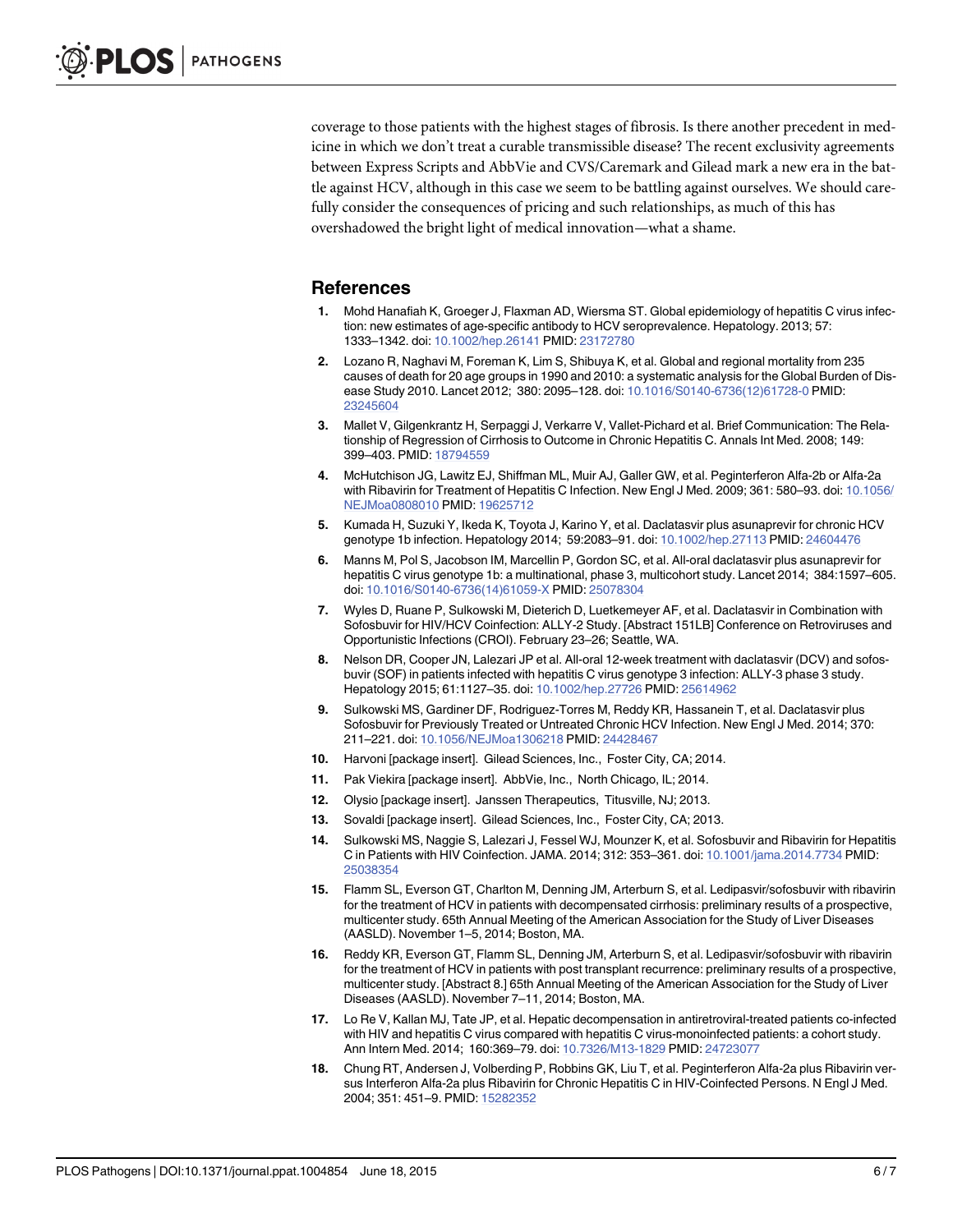coverage to those patients with the highest stages of fibrosis. Is there another precedent in medicine in which we don't treat a curable transmissible disease? The recent exclusivity agreements between Express Scripts and AbbVie and CVS/Caremark and Gilead mark a new era in the battle against HCV, although in this case we seem to be battling against ourselves. We should carefully consider the consequences of pricing and such relationships, as much of this has overshadowed the bright light of medical innovation—what a shame.

## References

1. Mohd Hanafiah K, Groeger J, Flaxman AD, Wiersma ST. Global epidemiology of hepatitis C virus infection: new estimates of age-specific antibody to HCV seroprevalence. Hepatology. 2013; 57: 1333–1342. doi: 10.1002/hep.26141 PMID: 23172780
2. Lozano R, Naghavi M, Foreman K, Lim S, Shibuya K, et al. Global and regional mortality from 235 causes of death for 20 age groups in 1990 and 2010: a systematic analysis for the Global Burden of Disease Study 2010. Lancet 2012; 380: 2095–128. doi: 10.1016/S0140-6736(12)61728-0 PMID: 23245604
3. Mallet V, Gilgenkrantz H, Serpaggi J, Verkarre V, Vallet-Pichard et al. Brief Communication: The Relationship of Regression of Cirrhosis to Outcome in Chronic Hepatitis C. Annals Int Med. 2008; 149: 399–403. PMID: 18794559
4. McHutchison JG, Lawitz EJ, Shiffman ML, Muir AJ, Galler GW, et al. Peginterferon Alfa-2b or Alfa-2a with Ribavirin for Treatment of Hepatitis C Infection. New Engl J Med. 2009; 361: 580–93. doi: 10.1056/NEJMoa0808010 PMID: 19625712
5. Kumada H, Suzuki Y, Ikeda K, Toyota J, Karino Y, et al. Daclatasvir plus asunaprevir for chronic HCV genotype 1b infection. Hepatology 2014; 59:2083–91. doi: 10.1002/hep.27113 PMID: 24604476
6. Manns M, Pol S, Jacobson IM, Marcellin P, Gordon SC, et al. All-oral daclatasvir plus asunaprevir for hepatitis C virus genotype 1b: a multinational, phase 3, multicohort study. Lancet 2014; 384:1597–605. doi: 10.1016/S0140-6736(14)61059-X PMID: 25078304
7. Wyles D, Ruane P, Sulkowski M, Dieterich D, Luetkemeyer AF, et al. Daclatasvir in Combination with Sofosbuvir for HIV/HCV Coinfection: ALLY-2 Study. [Abstract 151LB] Conference on Retroviruses and Opportunistic Infections (CROI). February 23–26; Seattle, WA.
8. Nelson DR, Cooper JN, Lalezari JP et al. All-oral 12-week treatment with daclatasvir (DCV) and sofosbuvir (SOF) in patients infected with hepatitis C virus genotype 3 infection: ALLY-3 phase 3 study. Hepatology 2015; 61:1127–35. doi: 10.1002/hep.27726 PMID: 25614962
9. Sulkowski MS, Gardiner DF, Rodriguez-Torres M, Reddy KR, Hassanein T, et al. Daclatasvir plus Sofosbuvir for Previously Treated or Untreated Chronic HCV Infection. New Engl J Med. 2014; 370: 211–221. doi: 10.1056/NEJMoa1306218 PMID: 24428467
10. Harvoni [package insert]. Gilead Sciences, Inc., Foster City, CA; 2014.
11. Pak Viekira [package insert]. AbbVie, Inc., North Chicago, IL; 2014.
12. Olysio [package insert]. Janssen Therapeutics, Titusville, NJ; 2013.
13. Sovaldi [package insert]. Gilead Sciences, Inc., Foster City, CA; 2013.
14. Sulkowski MS, Naggie S, Lalezari J, Fessel WJ, Mounzer K, et al. Sofosbuvir and Ribavirin for Hepatitis C in Patients with HIV Coinfection. JAMA. 2014; 312: 353–361. doi: 10.1001/jama.2014.7734 PMID: 25038354
15. Flamm SL, Everson GT, Charlton M, Denning JM, Arterburn S, et al. Ledipasvir/sofosbuvir with ribavirin for the treatment of HCV in patients with decompensated cirrhosis: preliminary results of a prospective, multicenter study. 65th Annual Meeting of the American Association for the Study of Liver Diseases (AASLD). November 1–5, 2014; Boston, MA.
16. Reddy KR, Everson GT, Flamm SL, Denning JM, Arterburn S, et al. Ledipasvir/sofosbuvir with ribavirin for the treatment of HCV in patients with post transplant recurrence: preliminary results of a prospective, multicenter study. [Abstract 8.] 65th Annual Meeting of the American Association for the Study of Liver Diseases (AASLD). November 7–11, 2014; Boston, MA.
17. Lo Re V, Kallan MJ, Tate JP, et al. Hepatic decompensation in antiretroviral-treated patients co-infected with HIV and hepatitis C virus compared with hepatitis C virus-monoinfected patients: a cohort study. Ann Intern Med. 2014; 160:369–79. doi: 10.7326/M13-1829 PMID: 24723077
18. Chung RT, Andersen J, Volberding P, Robbins GK, Liu T, et al. Peginterferon Alfa-2a plus Ribavirin versus Interferon Alfa-2a plus Ribavirin for Chronic Hepatitis C in HIV-Coinfected Persons. N Engl J Med. 2004; 351: 451–9. PMID: 15282352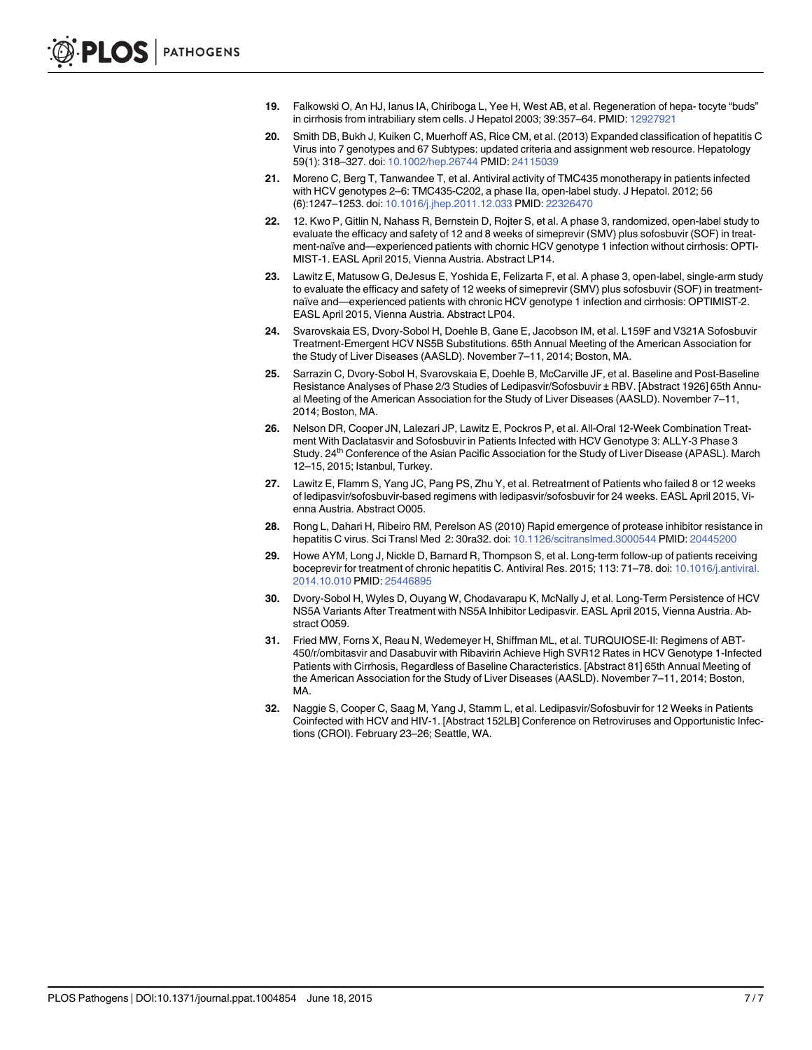19. Falkowski O, An HJ, Ianus IA, Chiriboga L, Yee H, West AB, et al. Regeneration of hepa- tocyte "buds" in cirrhosis from intrabiliary stem cells. J Hepatol 2003; 39:357–64. PMID: 12927921

20. Smith DB, Bukh J, Kuiken C, Muerhoff AS, Rice CM, et al. (2013) Expanded classification of hepatitis C Virus into 7 genotypes and 67 Subtypes: updated criteria and assignment web resource. Hepatology 59(1): 318–327. doi: 10.1002/hep.26744 PMID: 24115039

21. Moreno C, Berg T, Tanwandee T, et al. Antiviral activity of TMC435 monotherapy in patients infected with HCV genotypes 2–6: TMC435-C202, a phase IIa, open-label study. J Hepatol. 2012; 56 (6):1247–1253. doi: 10.1016/j.jhep.2011.12.033 PMID: 22326470

22. 12. Kwo P, Gitlin N, Nahass R, Bernstein D, Rojter S, et al. A phase 3, randomized, open-label study to evaluate the efficacy and safety of 12 and 8 weeks of simeprevir (SMV) plus sofosbuvir (SOF) in treatment-naïve and—experienced patients with chornic HCV genotype 1 infection without cirrhosis: OPTIMIST-1. EASL April 2015, Vienna Austria. Abstract LP14.

23. Lawitz E, Matusow G, DeJesus E, Yoshida E, Felizarta F, et al. A phase 3, open-label, single-arm study to evaluate the efficacy and safety of 12 weeks of simeprevir (SMV) plus sofosbuvir (SOF) in treatment-naïve and—experienced patients with chronic HCV genotype 1 infection and cirrhosis: OPTIMIST-2. EASL April 2015, Vienna Austria. Abstract LP04.

24. Svarovskaia ES, Dvory-Sobol H, Doehle B, Gane E, Jacobson IM, et al. L159F and V321A Sofosbuvir Treatment-Emergent HCV NS5B Substitutions. 65th Annual Meeting of the American Association for the Study of Liver Diseases (AASLD). November 7–11, 2014; Boston, MA.

25. Sarrazin C, Dvory-Sobol H, Svarovskaia E, Doehle B, McCarville JF, et al. Baseline and Post-Baseline Resistance Analyses of Phase 2/3 Studies of Ledipasvir/Sofosbuvir ± RBV. [Abstract 1926] 65th Annual Meeting of the American Association for the Study of Liver Diseases (AASLD). November 7–11, 2014; Boston, MA.

26. Nelson DR, Cooper JN, Lalezari JP, Lawitz E, Pockros P, et al. All-Oral 12-Week Combination Treatment With Daclatasvir and Sofosbuvir in Patients Infected with HCV Genotype 3: ALLY-3 Phase 3 Study. 24th Conference of the Asian Pacific Association for the Study of Liver Disease (APASL). March 12–15, 2015; Istanbul, Turkey.

27. Lawitz E, Flamm S, Yang JC, Pang PS, Zhu Y, et al. Retreatment of Patients who failed 8 or 12 weeks of ledipasvir/sofosbuvir-based regimens with ledipasvir/sofosbuvir for 24 weeks. EASL April 2015, Vienna Austria. Abstract O005.

28. Rong L, Dahari H, Ribeiro RM, Perelson AS (2010) Rapid emergence of protease inhibitor resistance in hepatitis C virus. Sci Transl Med 2: 30ra32. doi: 10.1126/scitranslmed.3000544 PMID: 20445200

29. Howe AYM, Long J, Nickle D, Barnard R, Thompson S, et al. Long-term follow-up of patients receiving boceprevir for treatment of chronic hepatitis C. Antiviral Res. 2015; 113: 71–78. doi: 10.1016/j.antiviral.2014.10.010 PMID: 25446895

30. Dvory-Sobol H, Wyles D, Ouyang W, Chodavarapu K, McNally J, et al. Long-Term Persistence of HCV NS5A Variants After Treatment with NS5A Inhibitor Ledipasvir. EASL April 2015, Vienna Austria. Abstract O059.

31. Fried MW, Forns X, Reau N, Wedemeyer H, Shiffman ML, et al. TURQUIOSE-II: Regimens of ABT-450/r/ombitasvir and Dasabuvir with Ribavirin Achieve High SVR12 Rates in HCV Genotype 1-Infected Patients with Cirrhosis, Regardless of Baseline Characteristics. [Abstract 81] 65th Annual Meeting of the American Association for the Study of Liver Diseases (AASLD). November 7–11, 2014; Boston, MA.

32. Naggie S, Cooper C, Saag M, Yang J, Stamm L, et al. Ledipasvir/Sofosbuvir for 12 Weeks in Patients Coinfected with HCV and HIV-1. [Abstract 152LB] Conference on Retroviruses and Opportunistic Infections (CROI). February 23–26; Seattle, WA.